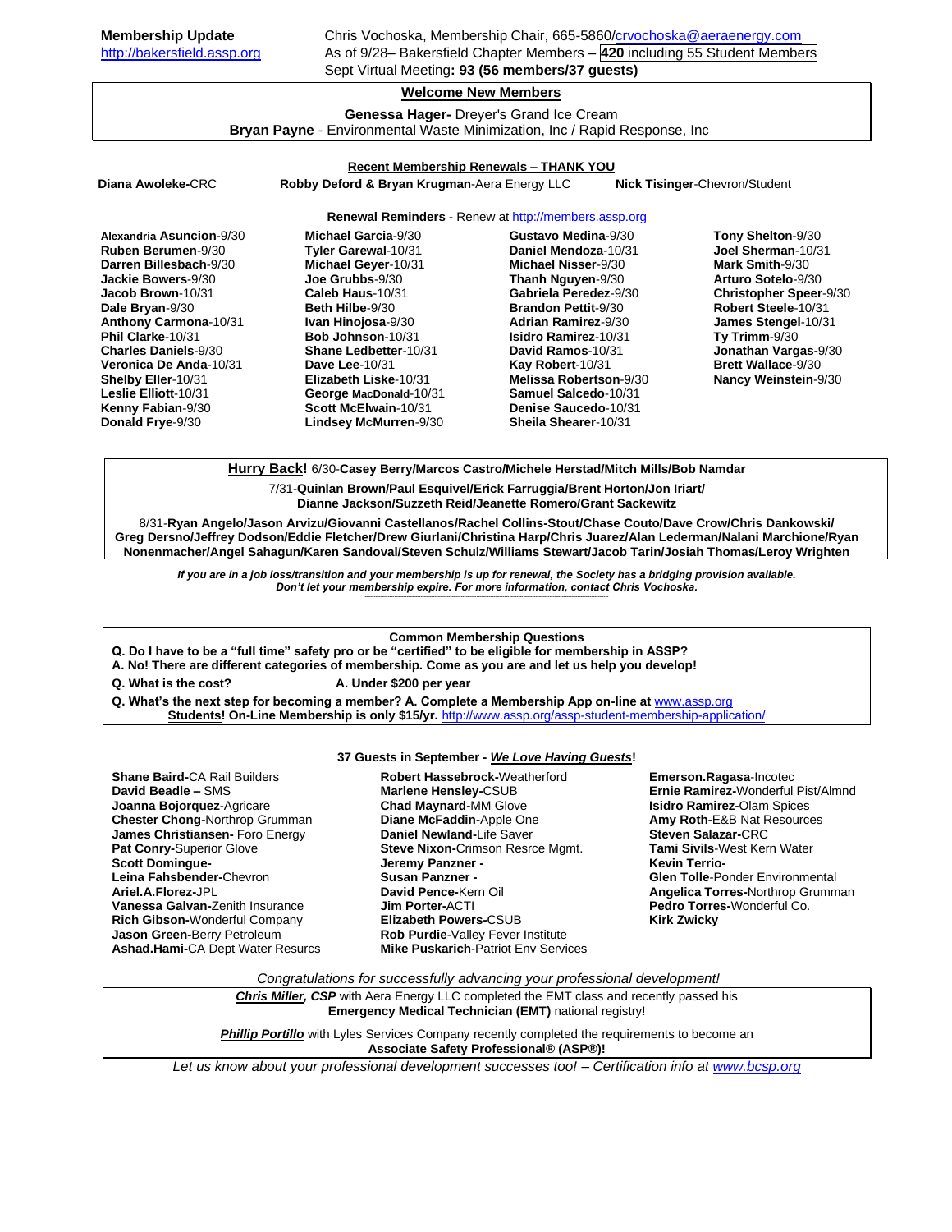**Membership Update**
http://bakersfield.assp.org

Chris Vochoska, Membership Chair, 665-5860/crvochoska@aeraenergy.com
As of 9/28– Bakersfield Chapter Members – **420** including 55 Student Members
Sept Virtual Meeting**: 93 (56 members/37 guests)**

## Welcome New Members

**Genessa Hager-** Dreyer's Grand Ice Cream
**Bryan Payne** - Environmental Waste Minimization, Inc / Rapid Response, Inc

## Recent Membership Renewals – THANK YOU

**Diana Awoleke-**CRC
**Robby Deford & Bryan Krugman**-Aera Energy LLC
**Nick Tisinger**-Chevron/Student

## Renewal Reminders - Renew at http://members.assp.org

**Alexandria Asuncion**-9/30
**Ruben Berumen**-9/30
**Darren Billesbach**-9/30
**Jackie Bowers**-9/30
**Jacob Brown**-10/31
**Dale Bryan**-9/30
**Anthony Carmona**-10/31
**Phil Clarke**-10/31
**Charles Daniels**-9/30
**Veronica De Anda**-10/31
**Shelby Eller**-10/31
**Leslie Elliott**-10/31
**Kenny Fabian**-9/30
**Donald Frye**-9/30
**Michael Garcia**-9/30
**Tyler Garewal**-10/31
**Michael Geyer**-10/31
**Joe Grubbs**-9/30
**Caleb Haus**-10/31
**Beth Hilbe**-9/30
**Ivan Hinojosa**-9/30
**Bob Johnson**-10/31
**Shane Ledbetter**-10/31
**Dave Lee**-10/31
**Elizabeth Liske**-10/31
**George MacDonald**-10/31
**Scott McElwain**-10/31
**Lindsey McMurren**-9/30
**Gustavo Medina**-9/30
**Daniel Mendoza**-10/31
**Michael Nisser**-9/30
**Thanh Nguyen**-9/30
**Gabriela Peredez**-9/30
**Brandon Pettit**-9/30
**Adrian Ramirez**-9/30
**Isidro Ramirez**-10/31
**David Ramos**-10/31
**Kay Robert**-10/31
**Melissa Robertson**-9/30
**Samuel Salcedo**-10/31
**Denise Saucedo**-10/31
**Sheila Shearer**-10/31
**Tony Shelton**-9/30
**Joel Sherman**-10/31
**Mark Smith**-9/30
**Arturo Sotelo**-9/30
**Christopher Speer**-9/30
**Robert Steele**-10/31
**James Stengel**-10/31
**Ty Trimm**-9/30
**Jonathan Vargas**-9/30
**Brett Wallace**-9/30
**Nancy Weinstein**-9/30

**Hurry Back!** 6/30-**Casey Berry/Marcos Castro/Michele Herstad/Mitch Mills/Bob Namdar**

7/31-**Quinlan Brown/Paul Esquivel/Erick Farruggia/Brent Horton/Jon Iriart/ Dianne Jackson/Suzzeth Reid/Jeanette Romero/Grant Sackewitz**

8/31-**Ryan Angelo/Jason Arvizu/Giovanni Castellanos/Rachel Collins-Stout/Chase Couto/Dave Crow/Chris Dankowski/ Greg Dersno/Jeffrey Dodson/Eddie Fletcher/Drew Giurlani/Christina Harp/Chris Juarez/Alan Lederman/Nalani Marchione/Ryan Nonenmacher/Angel Sahagun/Karen Sandoval/Steven Schulz/Williams Stewart/Jacob Tarin/Josiah Thomas/Leroy Wrighten**

***If you are in a job loss/transition and your membership is up for renewal, the Society has a bridging provision available. Don't let your membership expire. For more information, contact Chris Vochoska.***

## Common Membership Questions

**Q. Do I have to be a "full time" safety pro or be "certified" to be eligible for membership in ASSP?**
**A. No! There are different categories of membership. Come as you are and let us help you develop!**

**Q. What is the cost?** **A. Under $200 per year**

**Q. What's the next step for becoming a member? A. Complete a Membership App on-line at** www.assp.org
**Students! On-Line Membership is only $15/yr.** http://www.assp.org/assp-student-membership-application/

## 37 Guests in September - *We Love Having Guests*!

**Shane Baird-**CA Rail Builders
**David Beadle –** SMS
**Joanna Bojorquez**-Agricare
**Chester Chong-**Northrop Grumman
**James Christiansen-** Foro Energy
**Pat Conry-**Superior Glove
**Scott Domingue-**
**Leina Fahsbender-**Chevron
**Ariel.A.Florez-**JPL
**Vanessa Galvan-**Zenith Insurance
**Rich Gibson-**Wonderful Company
**Jason Green-**Berry Petroleum
**Ashad.Hami-**CA Dept Water Resurcs
**Robert Hassebrock-**Weatherford
**Marlene Hensley-**CSUB
**Chad Maynard-**MM Glove
**Diane McFaddin-**Apple One
**Daniel Newland-**Life Saver
**Steve Nixon-**Crimson Resrce Mgmt.
**Jeremy Panzner -**
**Susan Panzner -**
**David Pence-**Kern Oil
**Jim Porter-**ACTI
**Elizabeth Powers-**CSUB
**Rob Purdie**-Valley Fever Institute
**Mike Puskarich**-Patriot Env Services
**Emerson.Ragasa**-Incotec
**Ernie Ramirez-**Wonderful Pist/Almnd
**Isidro Ramirez-**Olam Spices
**Amy Roth-**E&B Nat Resources
**Steven Salazar-**CRC
**Tami Sivils**-West Kern Water
**Kevin Terrio-**
**Glen Tolle**-Ponder Environmental
**Angelica Torres-**Northrop Grumman
**Pedro Torres-**Wonderful Co.
**Kirk Zwicky**

*Congratulations for successfully advancing your professional development!*

***Chris Miller, CSP*** with Aera Energy LLC completed the EMT class and recently passed his **Emergency Medical Technician (EMT)** national registry!

***Phillip Portillo*** with Lyles Services Company recently completed the requirements to become an **Associate Safety Professional® (ASP®)!**

*Let us know about your professional development successes too! – Certification info at www.bcsp.org*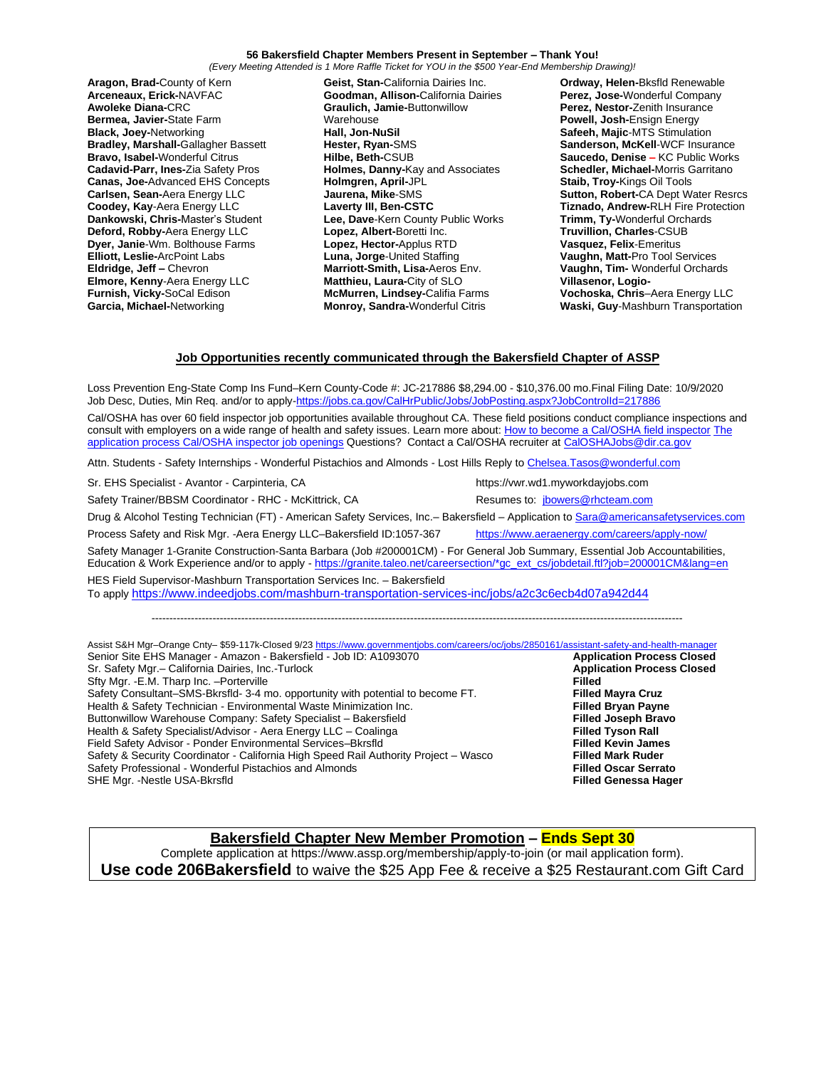**56 Bakersfield Chapter Members Present in September – Thank You!**

*(Every Meeting Attended is 1 More Raffle Ticket for YOU in the $500 Year-End Membership Drawing)!*

**Aragon, Brad-**County of Kern
**Arceneaux, Erick-**NAVFAC
**Awoleke Diana-**CRC
**Bermea, Javier-**State Farm
**Black, Joey-**Networking
**Bradley, Marshall-**Gallagher Bassett
**Bravo, Isabel-**Wonderful Citrus
**Cadavid-Parr, Ines-**Zia Safety Pros
**Canas, Joe-**Advanced EHS Concepts
**Carlsen, Sean-**Aera Energy LLC
**Coodey, Kay**-Aera Energy LLC
**Dankowski, Chris-**Master's Student
**Deford, Robby-**Aera Energy LLC
**Dyer, Janie**-Wm. Bolthouse Farms
**Elliott, Leslie-**ArcPoint Labs
**Eldridge, Jeff –** Chevron
**Elmore, Kenny**-Aera Energy LLC
**Furnish, Vicky-**SoCal Edison
**Garcia, Michael-**Networking
**Geist, Stan-**California Dairies Inc.
**Goodman, Allison-**California Dairies
**Graulich, Jamie-**Buttonwillow Warehouse
**Hall, Jon-NuSil**
**Hester, Ryan-**SMS
**Hilbe, Beth-**CSUB
**Holmes, Danny-**Kay and Associates
**Holmgren, April-**JPL
**Jaurena, Mike**-SMS
**Laverty III, Ben-CSTC**
**Lee, Dave**-Kern County Public Works
**Lopez, Albert-**Boretti Inc.
**Lopez, Hector-**Applus RTD
**Luna, Jorge**-United Staffing
**Marriott-Smith, Lisa-**Aeros Env.
**Matthieu, Laura-**City of SLO
**McMurren, Lindsey-**Califia Farms
**Monroy, Sandra-**Wonderful Citris
**Ordway, Helen-**Bksfld Renewable
**Perez, Jose-**Wonderful Company
**Perez, Nestor-**Zenith Insurance
**Powell, Josh-**Ensign Energy
**Safeeh, Majic**-MTS Stimulation
**Sanderson, McKell**-WCF Insurance
**Saucedo, Denise –** KC Public Works
**Schedler, Michael-**Morris Garritano
**Staib, Troy-**Kings Oil Tools
**Sutton, Robert-**CA Dept Water Resrcs
**Tiznado, Andrew-**RLH Fire Protection
**Trimm, Ty-**Wonderful Orchards
**Truvillion, Charles**-CSUB
**Vasquez, Felix**-Emeritus
**Vaughn, Matt-**Pro Tool Services
**Vaughn, Tim-** Wonderful Orchards
**Villasenor, Logio-**
**Vochoska, Chris**–Aera Energy LLC
**Waski, Guy**-Mashburn Transportation

## Job Opportunities recently communicated through the Bakersfield Chapter of ASSP

Loss Prevention Eng-State Comp Ins Fund–Kern County-Code #: JC-217886 $8,294.00 - $10,376.00 mo.Final Filing Date: 10/9/2020 Job Desc, Duties, Min Req. and/or to apply-https://jobs.ca.gov/CalHrPublic/Jobs/JobPosting.aspx?JobControlId=217886

Cal/OSHA has over 60 field inspector job opportunities available throughout CA. These field positions conduct compliance inspections and consult with employers on a wide range of health and safety issues. Learn more about: How to become a Cal/OSHA field inspector The application process Cal/OSHA inspector job openings Questions? Contact a Cal/OSHA recruiter at CalOSHAJobs@dir.ca.gov

Attn. Students - Safety Internships - Wonderful Pistachios and Almonds - Lost Hills Reply to Chelsea.Tasos@wonderful.com

Sr. EHS Specialist - Avantor - Carpinteria, CA https://vwr.wd1.myworkdayjobs.com

Safety Trainer/BBSM Coordinator - RHC - McKittrick, CA Resumes to: jbowers@rhcteam.com

Drug & Alcohol Testing Technician (FT) - American Safety Services, Inc.– Bakersfield – Application to Sara@americansafetyservices.com

Process Safety and Risk Mgr. -Aera Energy LLC–Bakersfield ID:1057-367 https://www.aeraenergy.com/careers/apply-now/

Safety Manager 1-Granite Construction-Santa Barbara (Job #200001CM) - For General Job Summary, Essential Job Accountabilities, Education & Work Experience and/or to apply - https://granite.taleo.net/careersection/*gc_ext_cs/jobdetail.ftl?job=200001CM&lang=en

HES Field Supervisor-Mashburn Transportation Services Inc. – Bakersfield
To apply https://www.indeedjobs.com/mashburn-transportation-services-inc/jobs/a2c3c6ecb4d07a942d44

---

| | |
|---|---|
| Assist S&H Mgr–Orange Cnty– $59-117k-Closed 9/23 https://www.governmentjobs.com/careers/oc/jobs/2850161/assistant-safety-and-health-manager | |
| Senior Site EHS Manager - Amazon - Bakersfield - Job ID: A1093070 | **Application Process Closed** |
| Sr. Safety Mgr.– California Dairies, Inc.-Turlock | **Application Process Closed** |
| Sfty Mgr. -E.M. Tharp Inc. –Porterville | **Filled** |
| Safety Consultant–SMS-Bksfld- 3-4 mo. opportunity with potential to become FT. | **Filled Mayra Cruz** |
| Health & Safety Technician - Environmental Waste Minimization Inc. | **Filled Bryan Payne** |
| Buttonwillow Warehouse Company: Safety Specialist – Bakersfield | **Filled Joseph Bravo** |
| Health & Safety Specialist/Advisor - Aera Energy LLC – Coalinga | **Filled Tyson Rall** |
| Field Safety Advisor - Ponder Environmental Services–Bksfld | **Filled Kevin James** |
| Safety & Security Coordinator - California High Speed Rail Authority Project – Wasco | **Filled Mark Ruder** |
| Safety Professional - Wonderful Pistachios and Almonds | **Filled Oscar Serrato** |
| SHE Mgr. -Nestle USA-Bkrsfld | **Filled Genessa Hager** |

**Bakersfield Chapter New Member Promotion – Ends Sept 30**

Complete application at https://www.assp.org/membership/apply-to-join (or mail application form).

**Use code 206Bakersfield** to waive the $25 App Fee & receive a $25 Restaurant.com Gift Card